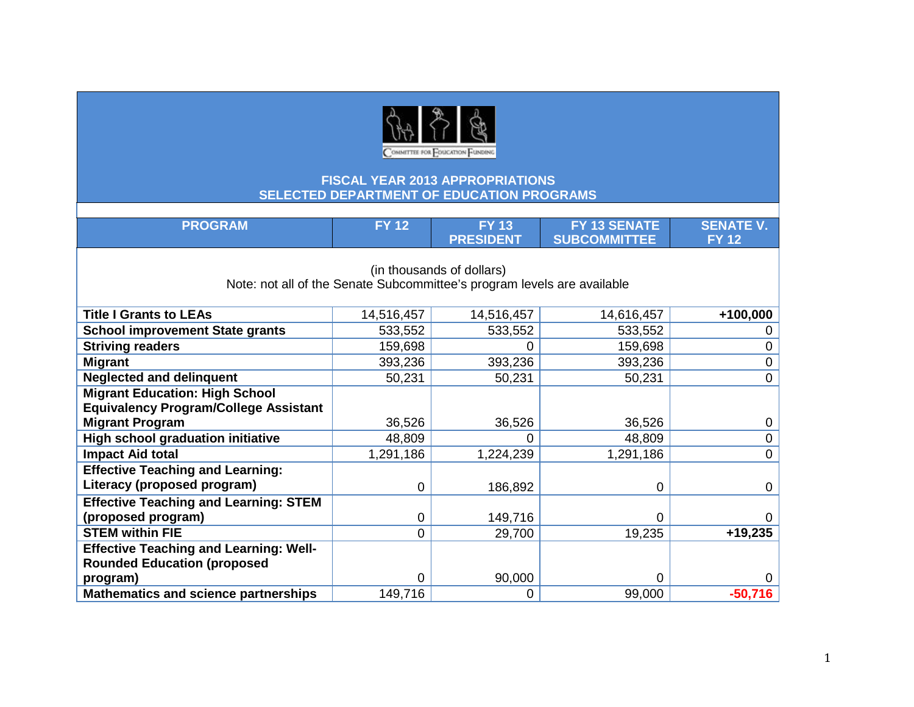Committee for Education Funding

# FISCAL YEAR 2013 APPROPRIATIONS
## SELECTED DEPARTMENT OF EDUCATION PROGRAMS

(in thousands of dollars)
Note: not all of the Senate Subcommittee's program levels are available

| PROGRAM | FY 12 | FY 13 PRESIDENT | FY 13 SENATE SUBCOMMITTEE | SENATE V. FY 12 |
|---|---|---|---|---|
| **Title I Grants to LEAs** | 14,516,457 | 14,516,457 | 14,616,457 | **+100,000** |
| **School improvement State grants** | 533,552 | 533,552 | 533,552 | 0 |
| **Striving readers** | 159,698 | 0 | 159,698 | 0 |
| **Migrant** | 393,236 | 393,236 | 393,236 | 0 |
| **Neglected and delinquent** | 50,231 | 50,231 | 50,231 | 0 |
| **Migrant Education: High School Equivalency Program/College Assistant Migrant Program** | 36,526 | 36,526 | 36,526 | 0 |
| **High school graduation initiative** | 48,809 | 0 | 48,809 | 0 |
| **Impact Aid total** | 1,291,186 | 1,224,239 | 1,291,186 | 0 |
| **Effective Teaching and Learning: Literacy (proposed program)** | 0 | 186,892 | 0 | 0 |
| **Effective Teaching and Learning: STEM (proposed program)** | 0 | 149,716 | 0 | 0 |
| **STEM within FIE** | 0 | 29,700 | 19,235 | **+19,235** |
| **Effective Teaching and Learning: Well-Rounded Education (proposed program)** | 0 | 90,000 | 0 | 0 |
| **Mathematics and science partnerships** | 149,716 | 0 | 99,000 | **-50,716** |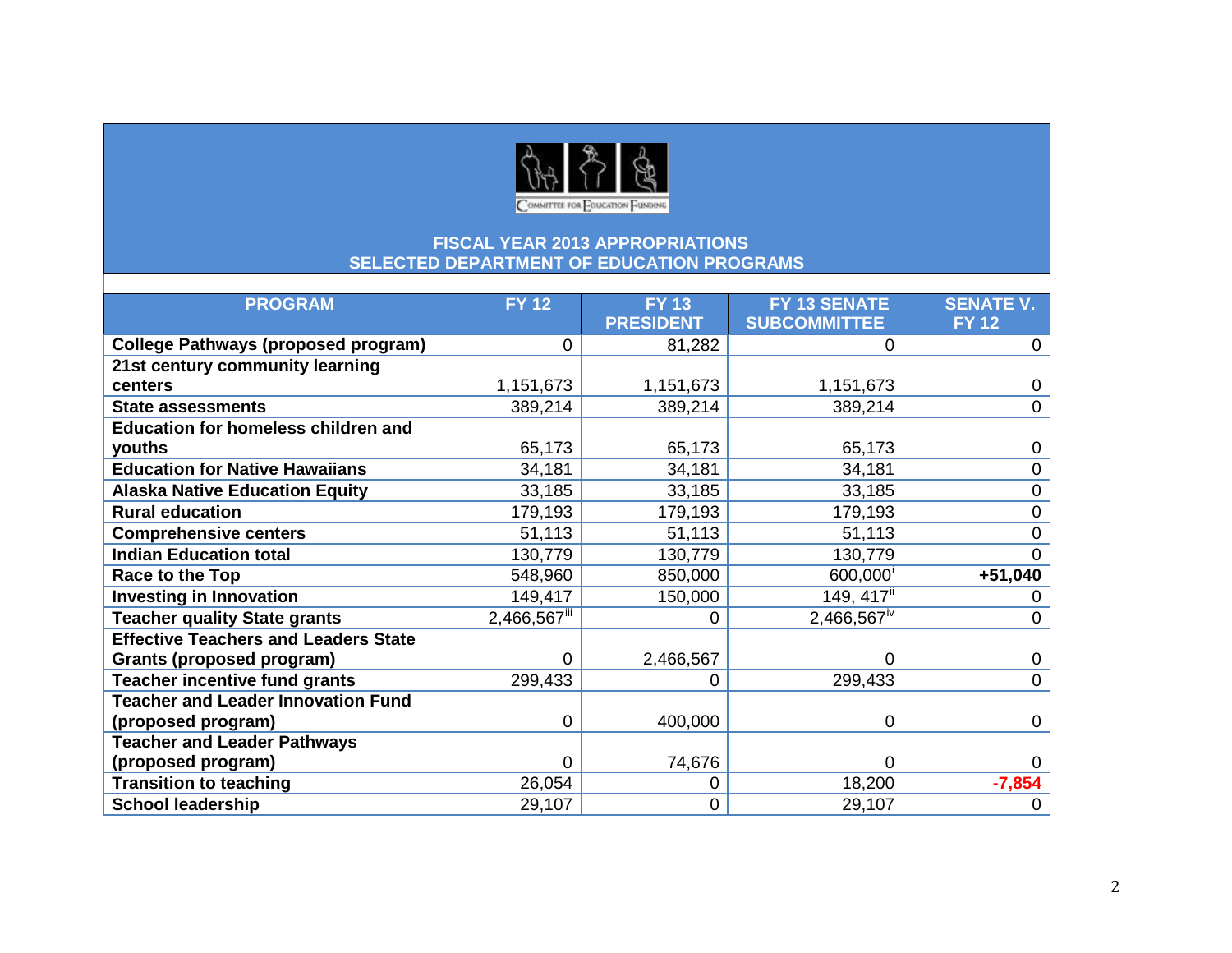Committee for Education Funding

# FISCAL YEAR 2013 APPROPRIATIONS
## SELECTED DEPARTMENT OF EDUCATION PROGRAMS

| PROGRAM | FY 12 | FY 13 PRESIDENT | FY 13 SENATE SUBCOMMITTEE | SENATE V. FY 12 |
|---|---|---|---|---|
| **College Pathways (proposed program)** | 0 | 81,282 | 0 | 0 |
| **21st century community learning centers** | 1,151,673 | 1,151,673 | 1,151,673 | 0 |
| **State assessments** | 389,214 | 389,214 | 389,214 | 0 |
| **Education for homeless children and youths** | 65,173 | 65,173 | 65,173 | 0 |
| **Education for Native Hawaiians** | 34,181 | 34,181 | 34,181 | 0 |
| **Alaska Native Education Equity** | 33,185 | 33,185 | 33,185 | 0 |
| **Rural education** | 179,193 | 179,193 | 179,193 | 0 |
| **Comprehensive centers** | 51,113 | 51,113 | 51,113 | 0 |
| **Indian Education total** | 130,779 | 130,779 | 130,779 | 0 |
| **Race to the Top** | 548,960 | 850,000 | 600,000[i] | **+51,040** |
| **Investing in Innovation** | 149,417 | 150,000 | 149, 417[ii] | 0 |
| **Teacher quality State grants** | 2,466,567[iii] | 0 | 2,466,567[iv] | 0 |
| **Effective Teachers and Leaders State Grants (proposed program)** | 0 | 2,466,567 | 0 | 0 |
| **Teacher incentive fund grants** | 299,433 | 0 | 299,433 | 0 |
| **Teacher and Leader Innovation Fund (proposed program)** | 0 | 400,000 | 0 | 0 |
| **Teacher and Leader Pathways (proposed program)** | 0 | 74,676 | 0 | 0 |
| **Transition to teaching** | 26,054 | 0 | 18,200 | **-7,854** |
| **School leadership** | 29,107 | 0 | 29,107 | 0 |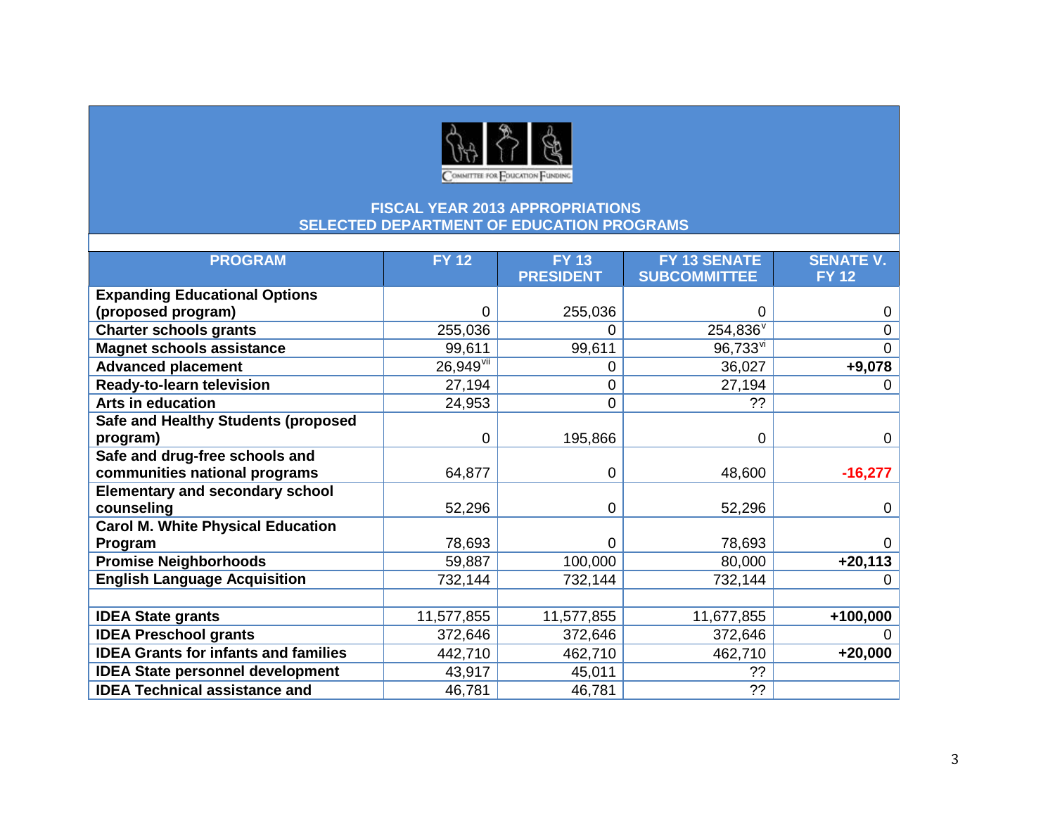COMMITTEE FOR EDUCATION FUNDING

## FISCAL YEAR 2013 APPROPRIATIONS
## SELECTED DEPARTMENT OF EDUCATION PROGRAMS

| PROGRAM | FY 12 | FY 13 PRESIDENT | FY 13 SENATE SUBCOMMITTEE | SENATE V. FY 12 |
|---|---|---|---|---|
| **Expanding Educational Options (proposed program)** | 0 | 255,036 | 0 | 0 |
| **Charter schools grants** | 255,036 | 0 | 254,836[v] | 0 |
| **Magnet schools assistance** | 99,611 | 99,611 | 96,733[vi] | 0 |
| **Advanced placement** | 26,949[vii] | 0 | 36,027 | **+9,078** |
| **Ready-to-learn television** | 27,194 | 0 | 27,194 | 0 |
| **Arts in education** | 24,953 | 0 | ?? | |
| **Safe and Healthy Students (proposed program)** | 0 | 195,866 | 0 | 0 |
| **Safe and drug-free schools and communities national programs** | 64,877 | 0 | 48,600 | **-16,277** |
| **Elementary and secondary school counseling** | 52,296 | 0 | 52,296 | 0 |
| **Carol M. White Physical Education Program** | 78,693 | 0 | 78,693 | 0 |
| **Promise Neighborhoods** | 59,887 | 100,000 | 80,000 | **+20,113** |
| **English Language Acquisition** | 732,144 | 732,144 | 732,144 | 0 |
| | | | | |
| **IDEA State grants** | 11,577,855 | 11,577,855 | 11,677,855 | **+100,000** |
| **IDEA Preschool grants** | 372,646 | 372,646 | 372,646 | 0 |
| **IDEA Grants for infants and families** | 442,710 | 462,710 | 462,710 | **+20,000** |
| **IDEA State personnel development** | 43,917 | 45,011 | ?? | |
| **IDEA Technical assistance and** | 46,781 | 46,781 | ?? | |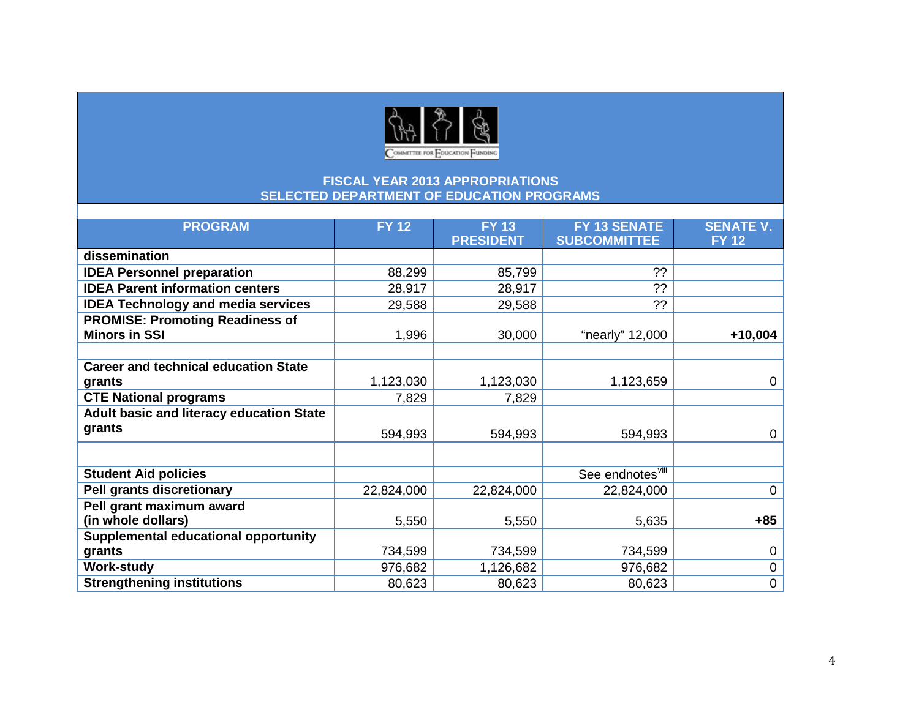FISCAL YEAR 2013 APPROPRIATIONS
SELECTED DEPARTMENT OF EDUCATION PROGRAMS

| PROGRAM | FY 12 | FY 13 PRESIDENT | FY 13 SENATE SUBCOMMITTEE | SENATE V. FY 12 |
|---|---|---|---|---|
| dissemination | | | | |
| IDEA Personnel preparation | 88,299 | 85,799 | ?? | |
| IDEA Parent information centers | 28,917 | 28,917 | ?? | |
| IDEA Technology and media services | 29,588 | 29,588 | ?? | |
| PROMISE: Promoting Readiness of Minors in SSI | 1,996 | 30,000 | "nearly" 12,000 | **+10,004** |
| | | | | |
| Career and technical education State grants | 1,123,030 | 1,123,030 | 1,123,659 | 0 |
| CTE National programs | 7,829 | 7,829 | | |
| Adult basic and literacy education State grants | 594,993 | 594,993 | 594,993 | 0 |
| | | | | |
| Student Aid policies | | | See endnotes[viii] | |
| Pell grants discretionary | 22,824,000 | 22,824,000 | 22,824,000 | 0 |
| Pell grant maximum award (in whole dollars) | 5,550 | 5,550 | 5,635 | **+85** |
| Supplemental educational opportunity grants | 734,599 | 734,599 | 734,599 | 0 |
| Work-study | 976,682 | 1,126,682 | 976,682 | 0 |
| Strengthening institutions | 80,623 | 80,623 | 80,623 | 0 |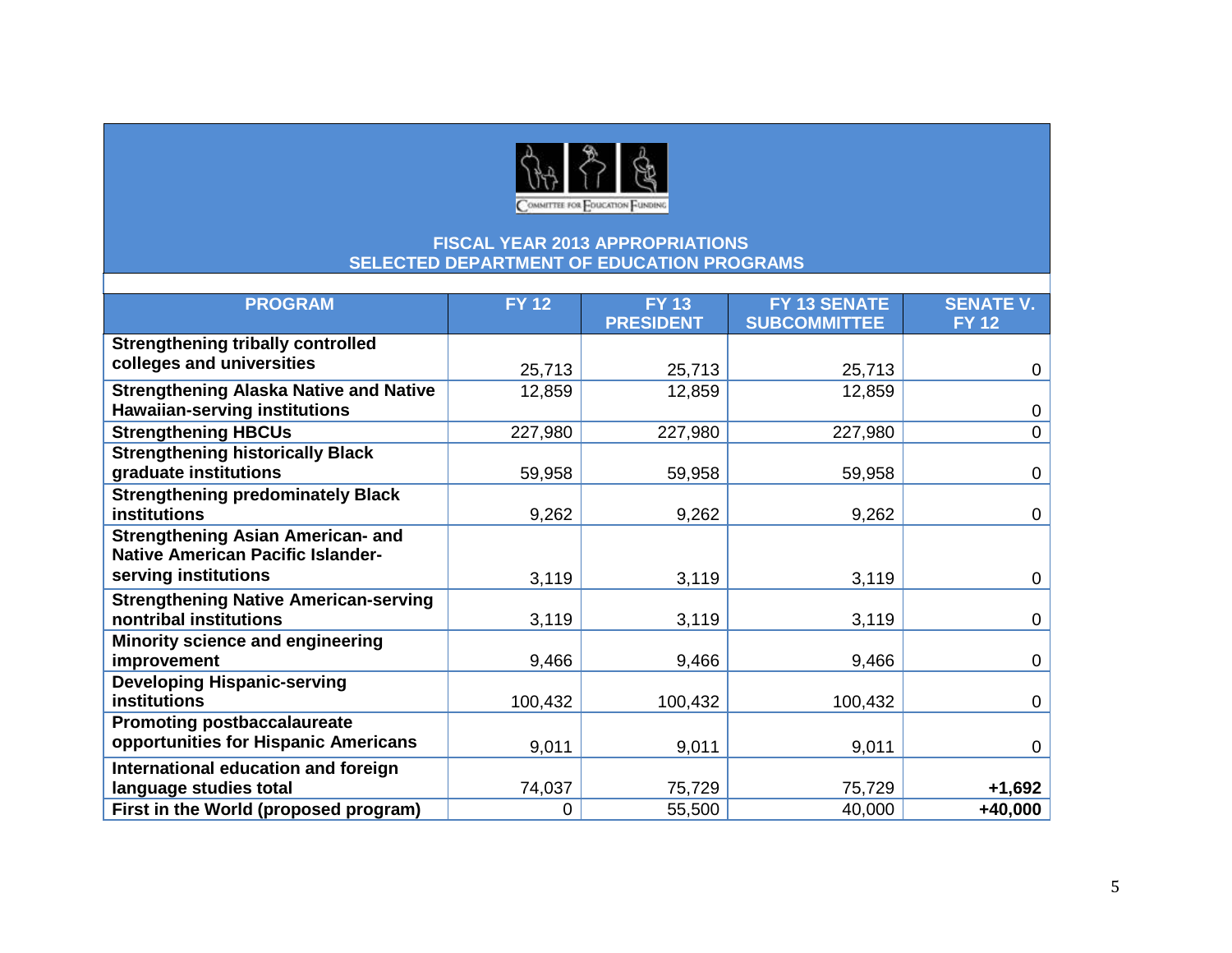Committee for Education Funding

## FISCAL YEAR 2013 APPROPRIATIONS
## SELECTED DEPARTMENT OF EDUCATION PROGRAMS

| PROGRAM | FY 12 | FY 13 PRESIDENT | FY 13 SENATE SUBCOMMITTEE | SENATE V. FY 12 |
|---|---|---|---|---|
| **Strengthening tribally controlled colleges and universities** | 25,713 | 25,713 | 25,713 | 0 |
| **Strengthening Alaska Native and Native Hawaiian-serving institutions** | 12,859 | 12,859 | 12,859 | 0 |
| **Strengthening HBCUs** | 227,980 | 227,980 | 227,980 | 0 |
| **Strengthening historically Black graduate institutions** | 59,958 | 59,958 | 59,958 | 0 |
| **Strengthening predominately Black institutions** | 9,262 | 9,262 | 9,262 | 0 |
| **Strengthening Asian American- and Native American Pacific Islander-serving institutions** | 3,119 | 3,119 | 3,119 | 0 |
| **Strengthening Native American-serving nontribal institutions** | 3,119 | 3,119 | 3,119 | 0 |
| **Minority science and engineering improvement** | 9,466 | 9,466 | 9,466 | 0 |
| **Developing Hispanic-serving institutions** | 100,432 | 100,432 | 100,432 | 0 |
| **Promoting postbaccalaureate opportunities for Hispanic Americans** | 9,011 | 9,011 | 9,011 | 0 |
| **International education and foreign language studies total** | 74,037 | 75,729 | 75,729 | **+1,692** |
| **First in the World (proposed program)** | 0 | 55,500 | 40,000 | **+40,000** |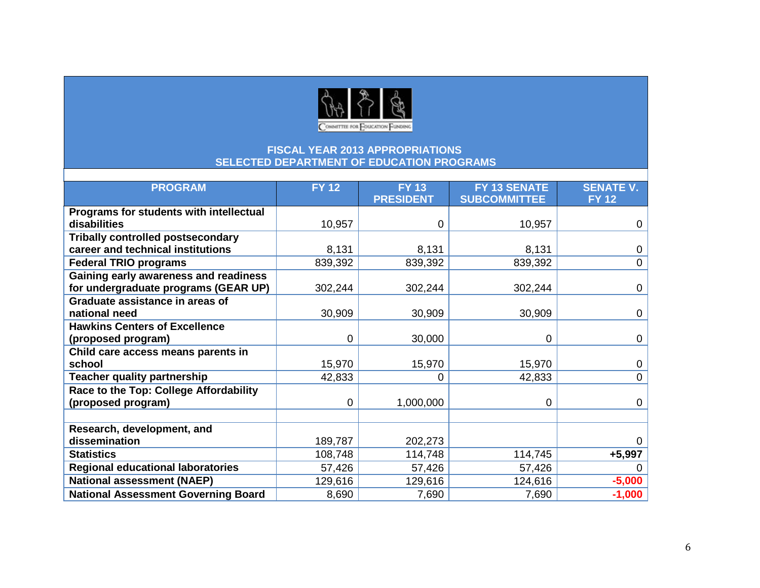COMMITTEE FOR EDUCATION FUNDING

## FISCAL YEAR 2013 APPROPRIATIONS
## SELECTED DEPARTMENT OF EDUCATION PROGRAMS

| PROGRAM | FY 12 | FY 13 PRESIDENT | FY 13 SENATE SUBCOMMITTEE | SENATE V. FY 12 |
|---|---|---|---|---|
| **Programs for students with intellectual disabilities** | 10,957 | 0 | 10,957 | 0 |
| **Tribally controlled postsecondary career and technical institutions** | 8,131 | 8,131 | 8,131 | 0 |
| **Federal TRIO programs** | 839,392 | 839,392 | 839,392 | 0 |
| **Gaining early awareness and readiness for undergraduate programs (GEAR UP)** | 302,244 | 302,244 | 302,244 | 0 |
| **Graduate assistance in areas of national need** | 30,909 | 30,909 | 30,909 | 0 |
| **Hawkins Centers of Excellence (proposed program)** | 0 | 30,000 | 0 | 0 |
| **Child care access means parents in school** | 15,970 | 15,970 | 15,970 | 0 |
| **Teacher quality partnership** | 42,833 | 0 | 42,833 | 0 |
| **Race to the Top: College Affordability (proposed program)** | 0 | 1,000,000 | 0 | 0 |
| | | | | |
| **Research, development, and dissemination** | 189,787 | 202,273 | | 0 |
| **Statistics** | 108,748 | 114,748 | 114,745 | **+5,997** |
| **Regional educational laboratories** | 57,426 | 57,426 | 57,426 | 0 |
| **National assessment (NAEP)** | 129,616 | 129,616 | 124,616 | **-5,000** |
| **National Assessment Governing Board** | 8,690 | 7,690 | 7,690 | **-1,000** |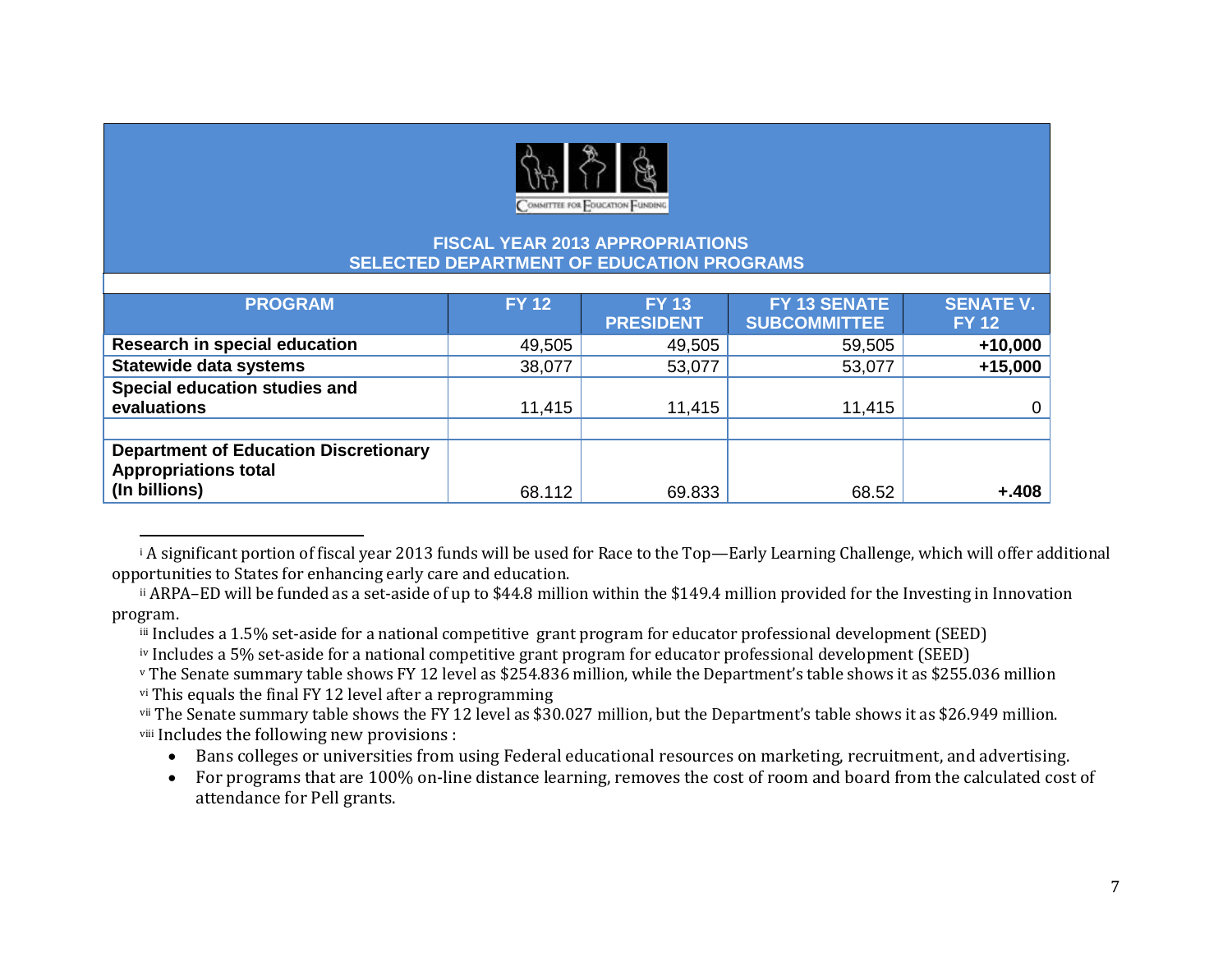**FISCAL YEAR 2013 APPROPRIATIONS**
**SELECTED DEPARTMENT OF EDUCATION PROGRAMS**

| PROGRAM | FY 12 | FY 13 PRESIDENT | FY 13 SENATE SUBCOMMITTEE | SENATE V. FY 12 |
|---|---|---|---|---|
| **Research in special education** | 49,505 | 49,505 | 59,505 | **+10,000** |
| **Statewide data systems** | 38,077 | 53,077 | 53,077 | **+15,000** |
| **Special education studies and evaluations** | 11,415 | 11,415 | 11,415 | 0 |
| | | | | |
| **Department of Education Discretionary Appropriations total (In billions)** | 68.112 | 69.833 | 68.52 | **+.408** |

---

[i] A significant portion of fiscal year 2013 funds will be used for Race to the Top—Early Learning Challenge, which will offer additional opportunities to States for enhancing early care and education.

[ii] ARPA–ED will be funded as a set-aside of up to $44.8 million within the $149.4 million provided for the Investing in Innovation program.

[iii] Includes a 1.5% set-aside for a national competitive grant program for educator professional development (SEED)

[iv] Includes a 5% set-aside for a national competitive grant program for educator professional development (SEED)

[v] The Senate summary table shows FY 12 level as $254.836 million, while the Department's table shows it as $255.036 million

[vi] This equals the final FY 12 level after a reprogramming

[vii] The Senate summary table shows the FY 12 level as $30.027 million, but the Department's table shows it as $26.949 million.

[viii] Includes the following new provisions :

- Bans colleges or universities from using Federal educational resources on marketing, recruitment, and advertising.
- For programs that are 100% on-line distance learning, removes the cost of room and board from the calculated cost of attendance for Pell grants.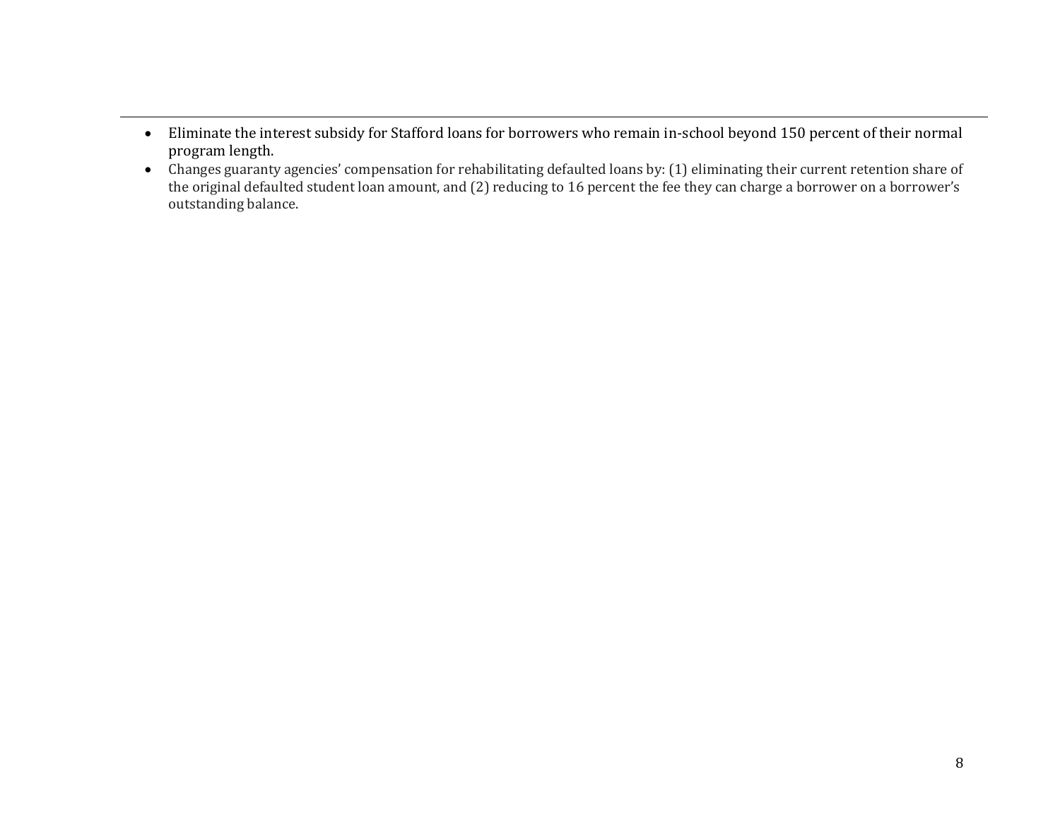- Eliminate the interest subsidy for Stafford loans for borrowers who remain in-school beyond 150 percent of their normal program length.
- Changes guaranty agencies' compensation for rehabilitating defaulted loans by: (1) eliminating their current retention share of the original defaulted student loan amount, and (2) reducing to 16 percent the fee they can charge a borrower on a borrower's outstanding balance.